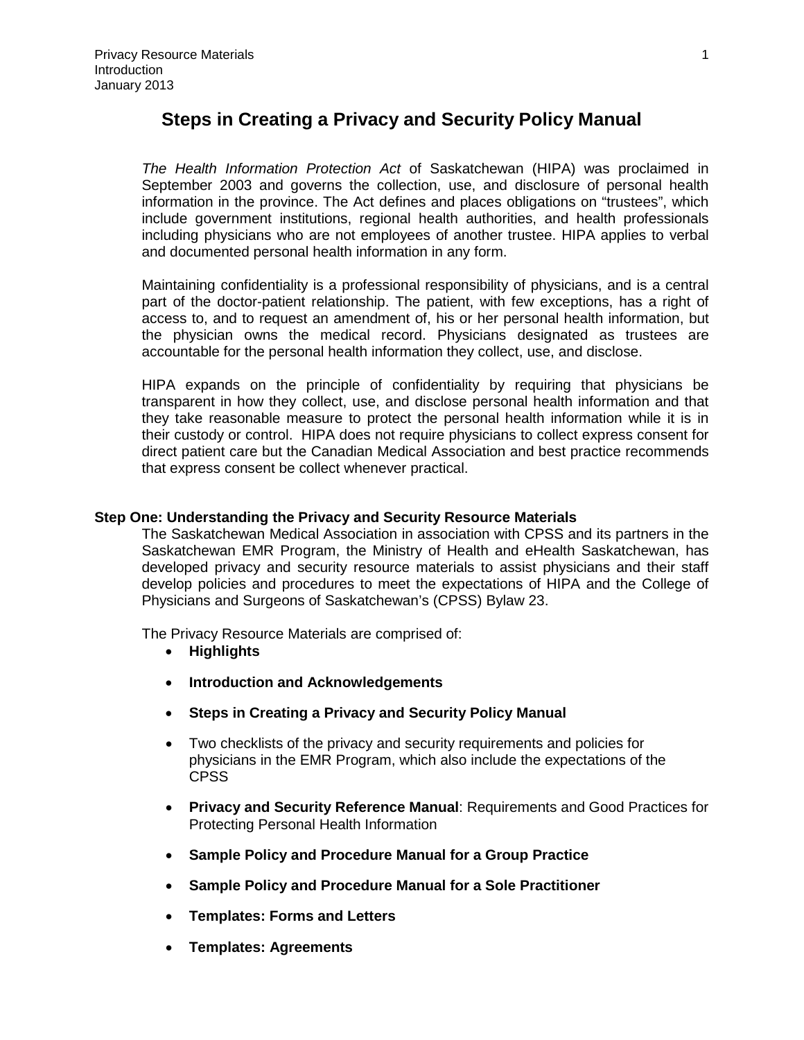# Steps in Creating a Privacy and Security Policy Manual

*The Health Information Protection Act* of Saskatchewan (HIPA) was proclaimed in September 2003 and governs the collection, use, and disclosure of personal health information in the province. The Act defines and places obligations on "trustees", which include government institutions, regional health authorities, and health professionals including physicians who are not employees of another trustee. HIPA applies to verbal and documented personal health information in any form.

Maintaining confidentiality is a professional responsibility of physicians, and is a central part of the doctor-patient relationship. The patient, with few exceptions, has a right of access to, and to request an amendment of, his or her personal health information, but the physician owns the medical record. Physicians designated as trustees are accountable for the personal health information they collect, use, and disclose.

HIPA expands on the principle of confidentiality by requiring that physicians be transparent in how they collect, use, and disclose personal health information and that they take reasonable measure to protect the personal health information while it is in their custody or control. HIPA does not require physicians to collect express consent for direct patient care but the Canadian Medical Association and best practice recommends that express consent be collect whenever practical.

**Step One: Understanding the Privacy and Security Resource Materials**

The Saskatchewan Medical Association in association with CPSS and its partners in the Saskatchewan EMR Program, the Ministry of Health and eHealth Saskatchewan, has developed privacy and security resource materials to assist physicians and their staff develop policies and procedures to meet the expectations of HIPA and the College of Physicians and Surgeons of Saskatchewan's (CPSS) Bylaw 23.

The Privacy Resource Materials are comprised of:

- **Highlights**
- **Introduction and Acknowledgements**
- **Steps in Creating a Privacy and Security Policy Manual**
- Two checklists of the privacy and security requirements and policies for physicians in the EMR Program, which also include the expectations of the CPSS
- **Privacy and Security Reference Manual**: Requirements and Good Practices for Protecting Personal Health Information
- **Sample Policy and Procedure Manual for a Group Practice**
- **Sample Policy and Procedure Manual for a Sole Practitioner**
- **Templates: Forms and Letters**
- **Templates: Agreements**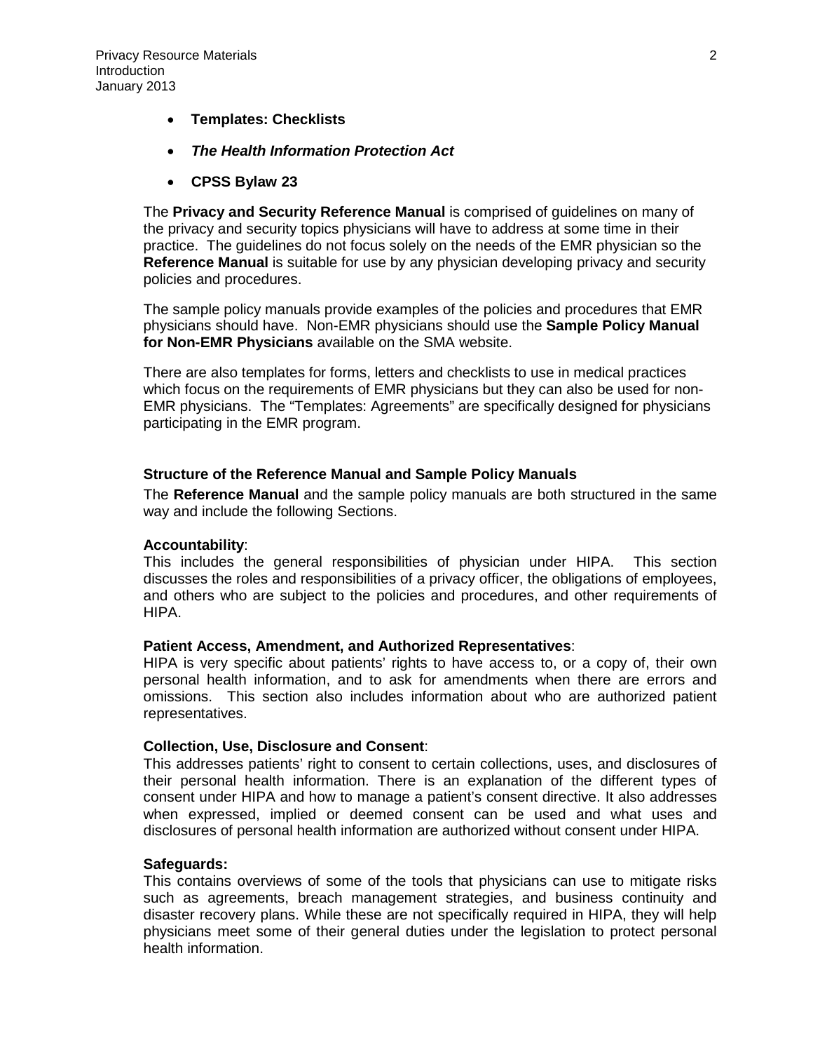- **Templates: Checklists**
- ***The Health Information Protection Act***
- **CPSS Bylaw 23**

The **Privacy and Security Reference Manual** is comprised of guidelines on many of the privacy and security topics physicians will have to address at some time in their practice. The guidelines do not focus solely on the needs of the EMR physician so the **Reference Manual** is suitable for use by any physician developing privacy and security policies and procedures.

The sample policy manuals provide examples of the policies and procedures that EMR physicians should have. Non-EMR physicians should use the **Sample Policy Manual for Non-EMR Physicians** available on the SMA website.

There are also templates for forms, letters and checklists to use in medical practices which focus on the requirements of EMR physicians but they can also be used for non-EMR physicians. The "Templates: Agreements" are specifically designed for physicians participating in the EMR program.

### Structure of the Reference Manual and Sample Policy Manuals

The **Reference Manual** and the sample policy manuals are both structured in the same way and include the following Sections.

**Accountability**:
This includes the general responsibilities of physician under HIPA. This section discusses the roles and responsibilities of a privacy officer, the obligations of employees, and others who are subject to the policies and procedures, and other requirements of HIPA.

**Patient Access, Amendment, and Authorized Representatives**:
HIPA is very specific about patients' rights to have access to, or a copy of, their own personal health information, and to ask for amendments when there are errors and omissions. This section also includes information about who are authorized patient representatives.

**Collection, Use, Disclosure and Consent**:
This addresses patients' right to consent to certain collections, uses, and disclosures of their personal health information. There is an explanation of the different types of consent under HIPA and how to manage a patient's consent directive. It also addresses when expressed, implied or deemed consent can be used and what uses and disclosures of personal health information are authorized without consent under HIPA.

**Safeguards:**
This contains overviews of some of the tools that physicians can use to mitigate risks such as agreements, breach management strategies, and business continuity and disaster recovery plans. While these are not specifically required in HIPA, they will help physicians meet some of their general duties under the legislation to protect personal health information.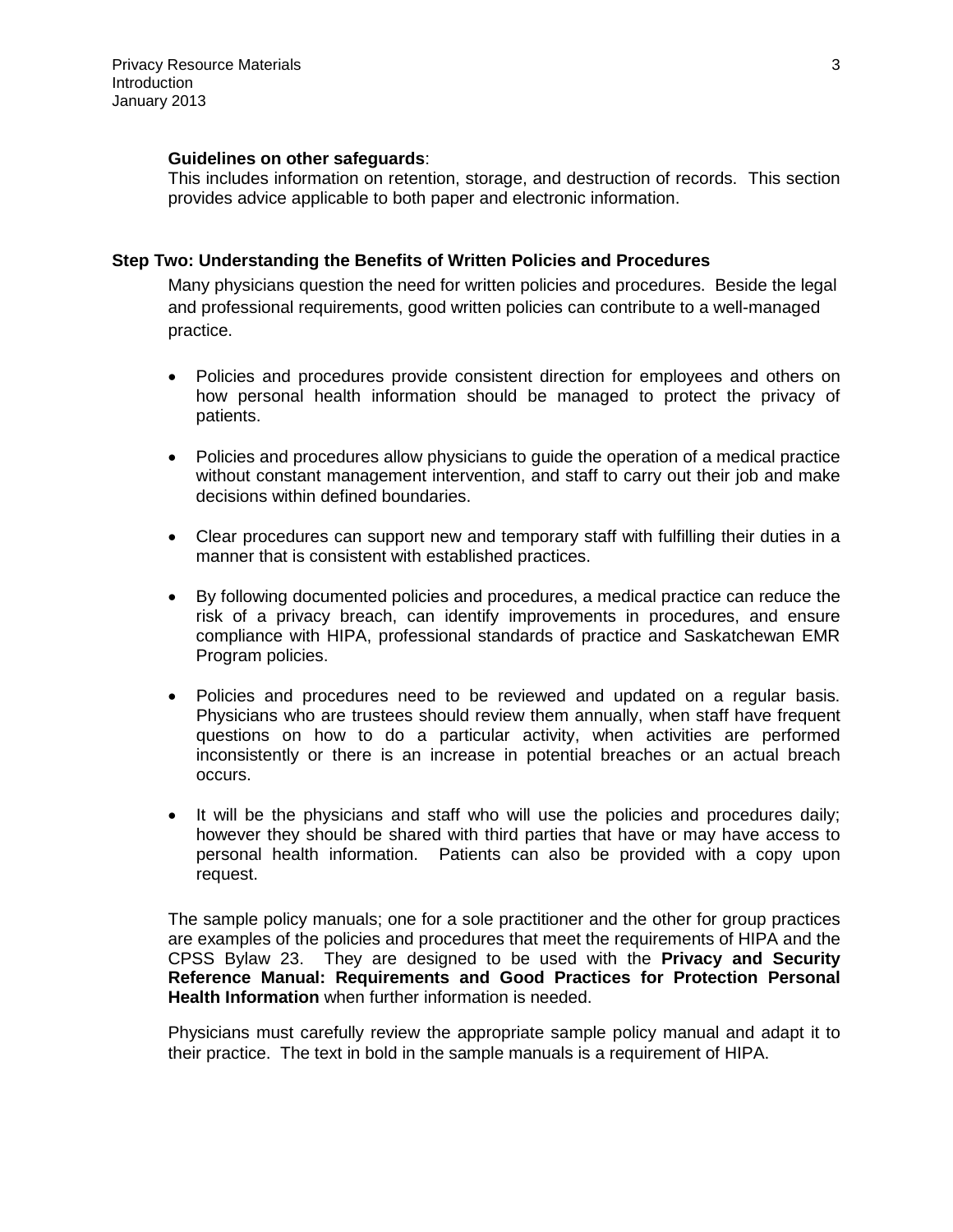**Guidelines on other safeguards**:
This includes information on retention, storage, and destruction of records. This section provides advice applicable to both paper and electronic information.

### Step Two: Understanding the Benefits of Written Policies and Procedures

Many physicians question the need for written policies and procedures. Beside the legal and professional requirements, good written policies can contribute to a well-managed practice.

- Policies and procedures provide consistent direction for employees and others on how personal health information should be managed to protect the privacy of patients.
- Policies and procedures allow physicians to guide the operation of a medical practice without constant management intervention, and staff to carry out their job and make decisions within defined boundaries.
- Clear procedures can support new and temporary staff with fulfilling their duties in a manner that is consistent with established practices.
- By following documented policies and procedures, a medical practice can reduce the risk of a privacy breach, can identify improvements in procedures, and ensure compliance with HIPA, professional standards of practice and Saskatchewan EMR Program policies.
- Policies and procedures need to be reviewed and updated on a regular basis. Physicians who are trustees should review them annually, when staff have frequent questions on how to do a particular activity, when activities are performed inconsistently or there is an increase in potential breaches or an actual breach occurs.
- It will be the physicians and staff who will use the policies and procedures daily; however they should be shared with third parties that have or may have access to personal health information. Patients can also be provided with a copy upon request.

The sample policy manuals; one for a sole practitioner and the other for group practices are examples of the policies and procedures that meet the requirements of HIPA and the CPSS Bylaw 23. They are designed to be used with the **Privacy and Security Reference Manual: Requirements and Good Practices for Protection Personal Health Information** when further information is needed.

Physicians must carefully review the appropriate sample policy manual and adapt it to their practice. The text in bold in the sample manuals is a requirement of HIPA.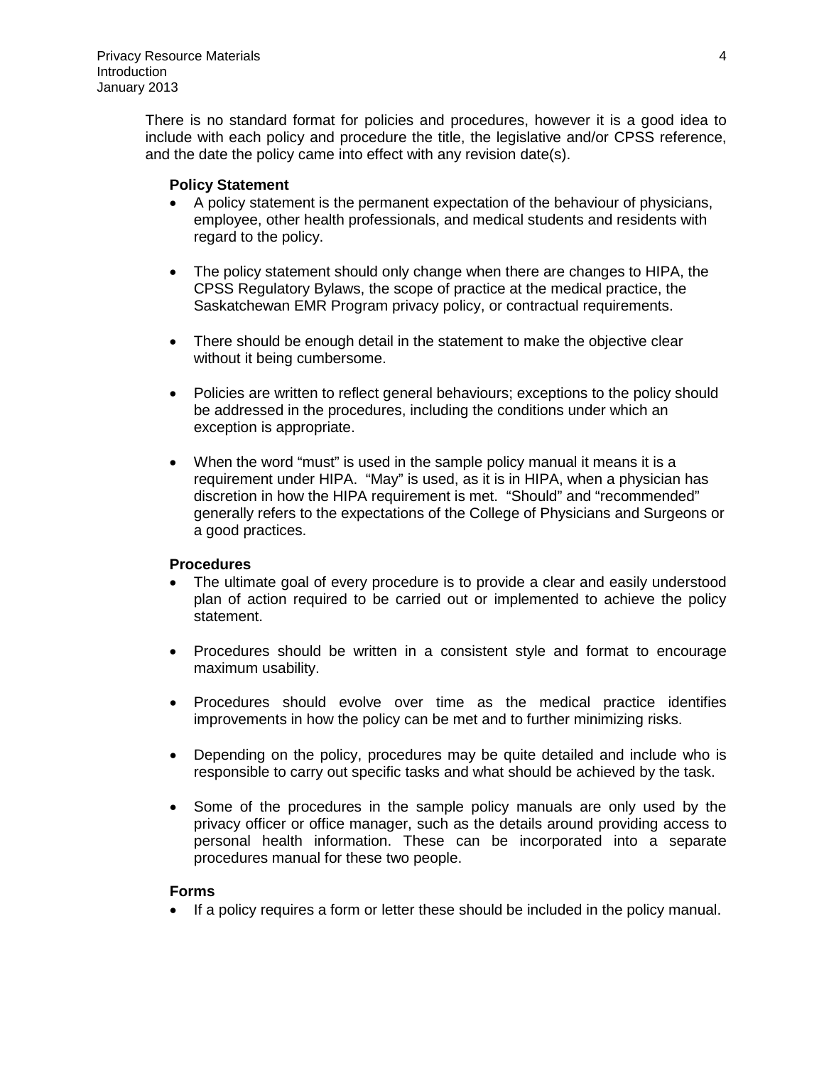There is no standard format for policies and procedures, however it is a good idea to include with each policy and procedure the title, the legislative and/or CPSS reference, and the date the policy came into effect with any revision date(s).

**Policy Statement**

- A policy statement is the permanent expectation of the behaviour of physicians, employee, other health professionals, and medical students and residents with regard to the policy.
- The policy statement should only change when there are changes to HIPA, the CPSS Regulatory Bylaws, the scope of practice at the medical practice, the Saskatchewan EMR Program privacy policy, or contractual requirements.
- There should be enough detail in the statement to make the objective clear without it being cumbersome.
- Policies are written to reflect general behaviours; exceptions to the policy should be addressed in the procedures, including the conditions under which an exception is appropriate.
- When the word "must" is used in the sample policy manual it means it is a requirement under HIPA. "May" is used, as it is in HIPA, when a physician has discretion in how the HIPA requirement is met. "Should" and "recommended" generally refers to the expectations of the College of Physicians and Surgeons or a good practices.

**Procedures**

- The ultimate goal of every procedure is to provide a clear and easily understood plan of action required to be carried out or implemented to achieve the policy statement.
- Procedures should be written in a consistent style and format to encourage maximum usability.
- Procedures should evolve over time as the medical practice identifies improvements in how the policy can be met and to further minimizing risks.
- Depending on the policy, procedures may be quite detailed and include who is responsible to carry out specific tasks and what should be achieved by the task.
- Some of the procedures in the sample policy manuals are only used by the privacy officer or office manager, such as the details around providing access to personal health information. These can be incorporated into a separate procedures manual for these two people.

**Forms**

- If a policy requires a form or letter these should be included in the policy manual.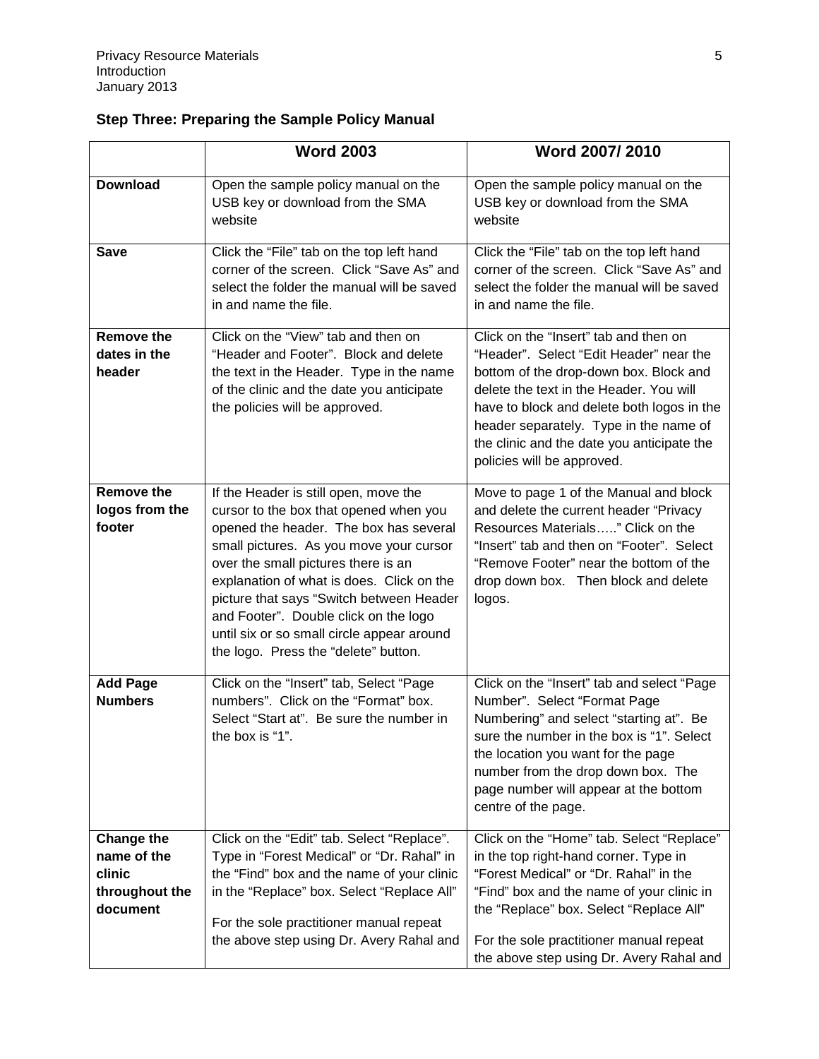### Step Three: Preparing the Sample Policy Manual

| | Word 2003 | Word 2007/ 2010 |
|---|---|---|
| **Download** | Open the sample policy manual on the USB key or download from the SMA website | Open the sample policy manual on the USB key or download from the SMA website |
| **Save** | Click the "File" tab on the top left hand corner of the screen. Click "Save As" and select the folder the manual will be saved in and name the file. | Click the "File" tab on the top left hand corner of the screen. Click "Save As" and select the folder the manual will be saved in and name the file. |
| **Remove the dates in the header** | Click on the "View" tab and then on "Header and Footer". Block and delete the text in the Header. Type in the name of the clinic and the date you anticipate the policies will be approved. | Click on the "Insert" tab and then on "Header". Select "Edit Header" near the bottom of the drop-down box. Block and delete the text in the Header. You will have to block and delete both logos in the header separately. Type in the name of the clinic and the date you anticipate the policies will be approved. |
| **Remove the logos from the footer** | If the Header is still open, move the cursor to the box that opened when you opened the header. The box has several small pictures. As you move your cursor over the small pictures there is an explanation of what is does. Click on the picture that says "Switch between Header and Footer". Double click on the logo until six or so small circle appear around the logo. Press the "delete" button. | Move to page 1 of the Manual and block and delete the current header "Privacy Resources Materials….." Click on the "Insert" tab and then on "Footer". Select "Remove Footer" near the bottom of the drop down box. Then block and delete logos. |
| **Add Page Numbers** | Click on the "Insert" tab, Select "Page numbers". Click on the "Format" box. Select "Start at". Be sure the number in the box is "1". | Click on the "Insert" tab and select "Page Number". Select "Format Page Numbering" and select "starting at". Be sure the number in the box is "1". Select the location you want for the page number from the drop down box. The page number will appear at the bottom centre of the page. |
| **Change the name of the clinic throughout the document** | Click on the "Edit" tab. Select "Replace". Type in "Forest Medical" or "Dr. Rahal" in the "Find" box and the name of your clinic in the "Replace" box. Select "Replace All"<br><br>For the sole practitioner manual repeat the above step using Dr. Avery Rahal and | Click on the "Home" tab. Select "Replace" in the top right-hand corner. Type in "Forest Medical" or "Dr. Rahal" in the "Find" box and the name of your clinic in the "Replace" box. Select "Replace All"<br><br>For the sole practitioner manual repeat the above step using Dr. Avery Rahal and |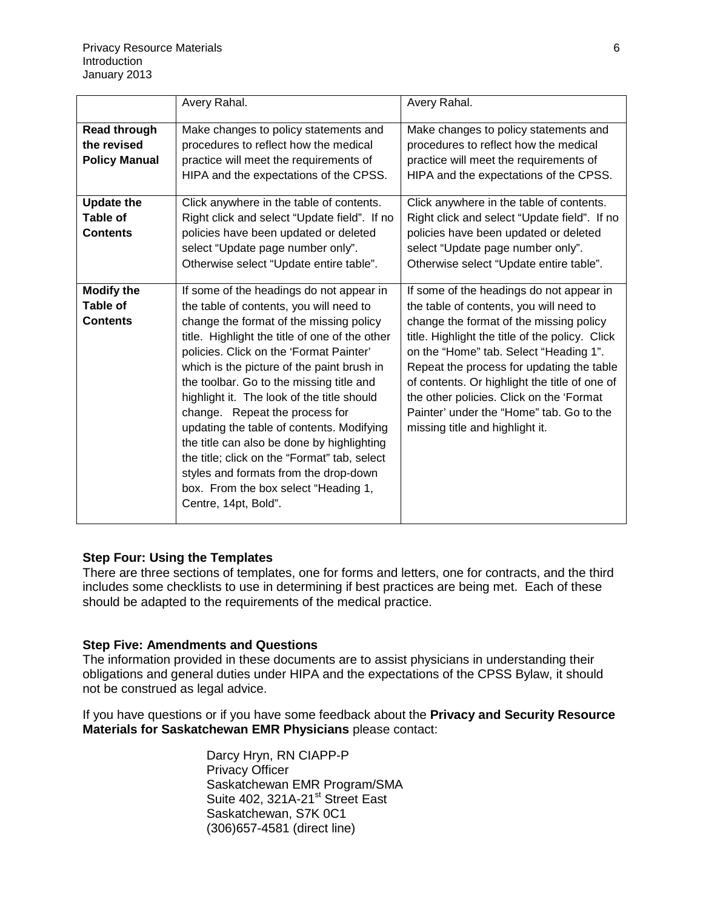| | | |
|---|---|---|
| | Avery Rahal. | Avery Rahal. |
| **Read through the revised Policy Manual** | Make changes to policy statements and procedures to reflect how the medical practice will meet the requirements of HIPA and the expectations of the CPSS. | Make changes to policy statements and procedures to reflect how the medical practice will meet the requirements of HIPA and the expectations of the CPSS. |
| **Update the Table of Contents** | Click anywhere in the table of contents. Right click and select "Update field". If no policies have been updated or deleted select "Update page number only". Otherwise select "Update entire table". | Click anywhere in the table of contents. Right click and select "Update field". If no policies have been updated or deleted select "Update page number only". Otherwise select "Update entire table". |
| **Modify the Table of Contents** | If some of the headings do not appear in the table of contents, you will need to change the format of the missing policy title. Highlight the title of one of the other policies. Click on the 'Format Painter' which is the picture of the paint brush in the toolbar. Go to the missing title and highlight it. The look of the title should change. Repeat the process for updating the table of contents. Modifying the title can also be done by highlighting the title; click on the "Format" tab, select styles and formats from the drop-down box. From the box select "Heading 1, Centre, 14pt, Bold". | If some of the headings do not appear in the table of contents, you will need to change the format of the missing policy title. Highlight the title of the policy. Click on the "Home" tab. Select "Heading 1". Repeat the process for updating the table of contents. Or highlight the title of one of the other policies. Click on the 'Format Painter' under the "Home" tab. Go to the missing title and highlight it. |

**Step Four: Using the Templates**
There are three sections of templates, one for forms and letters, one for contracts, and the third includes some checklists to use in determining if best practices are being met. Each of these should be adapted to the requirements of the medical practice.

**Step Five: Amendments and Questions**
The information provided in these documents are to assist physicians in understanding their obligations and general duties under HIPA and the expectations of the CPSS Bylaw, it should not be construed as legal advice.

If you have questions or if you have some feedback about the **Privacy and Security Resource Materials for Saskatchewan EMR Physicians** please contact:

Darcy Hryn, RN CIAPP-P
Privacy Officer
Saskatchewan EMR Program/SMA
Suite 402, 321A-21st Street East
Saskatchewan, S7K 0C1
(306)657-4581 (direct line)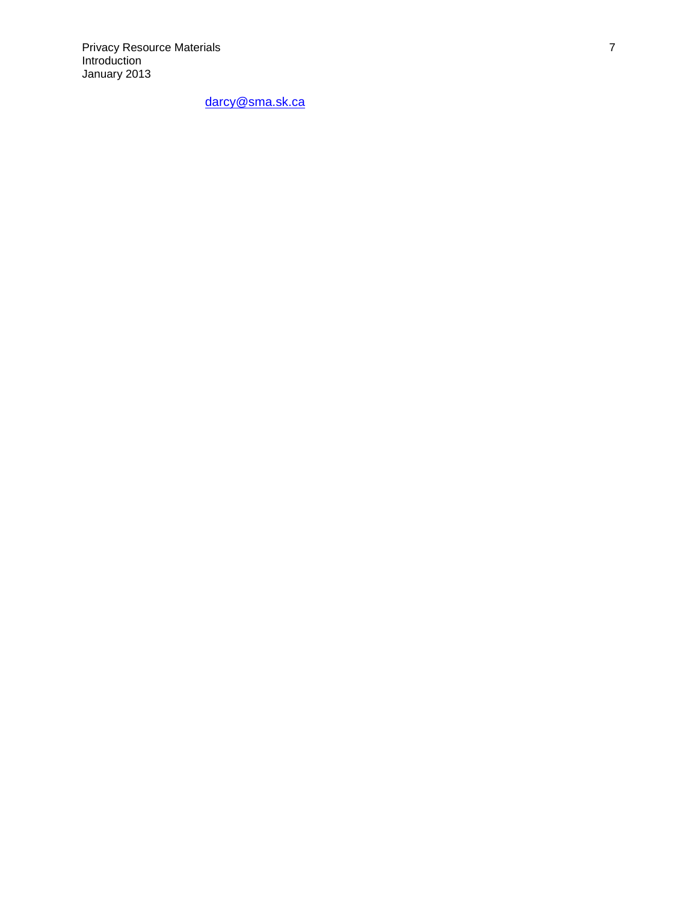darcy@sma.sk.ca